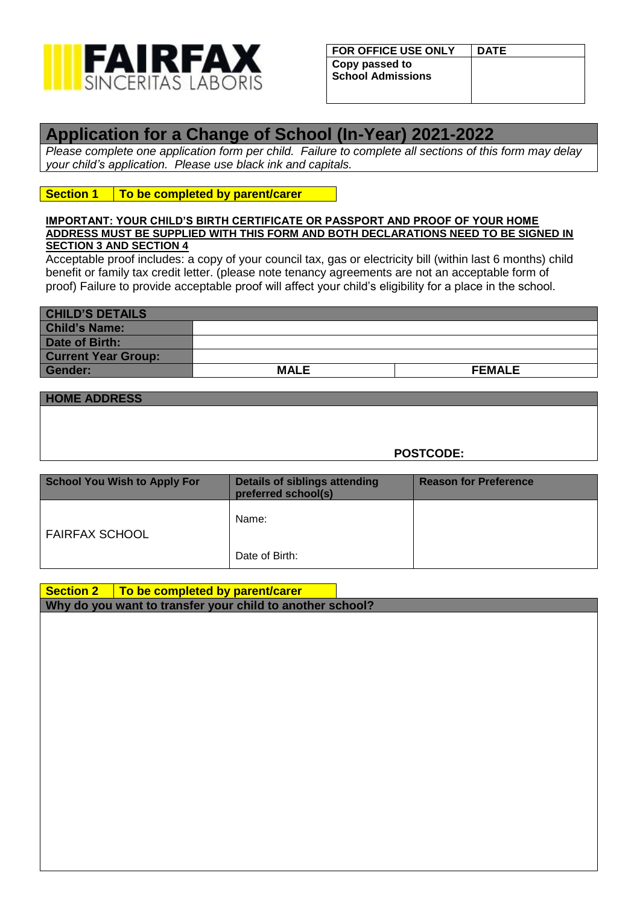FAIRFAX
SINCERITAS LABORIS

| FOR OFFICE USE ONLY | DATE |
|---|---|
| Copy passed to School Admissions | |

# Application for a Change of School (In-Year) 2021-2022

*Please complete one application form per child. Failure to complete all sections of this form may delay your child's application. Please use black ink and capitals.*

**Section 1 | To be completed by parent/carer**

**IMPORTANT: YOUR CHILD'S BIRTH CERTIFICATE OR PASSPORT AND PROOF OF YOUR HOME ADDRESS MUST BE SUPPLIED WITH THIS FORM AND BOTH DECLARATIONS NEED TO BE SIGNED IN SECTION 3 AND SECTION 4**

Acceptable proof includes: a copy of your council tax, gas or electricity bill (within last 6 months) child benefit or family tax credit letter. (please note tenancy agreements are not an acceptable form of proof) Failure to provide acceptable proof will affect your child's eligibility for a place in the school.

| CHILD'S DETAILS | | |
|---|---|---|
| **Child's Name:** | | |
| **Date of Birth:** | | |
| **Current Year Group:** | | |
| **Gender:** | **MALE** | **FEMALE** |

| HOME ADDRESS |
|---|
| **POSTCODE:** |

| School You Wish to Apply For | Details of siblings attending preferred school(s) | Reason for Preference |
|---|---|---|
| FAIRFAX SCHOOL | Name:<br><br>Date of Birth: | |

**Section 2 | To be completed by parent/carer**

| Why do you want to transfer your child to another school? |
|---|
| |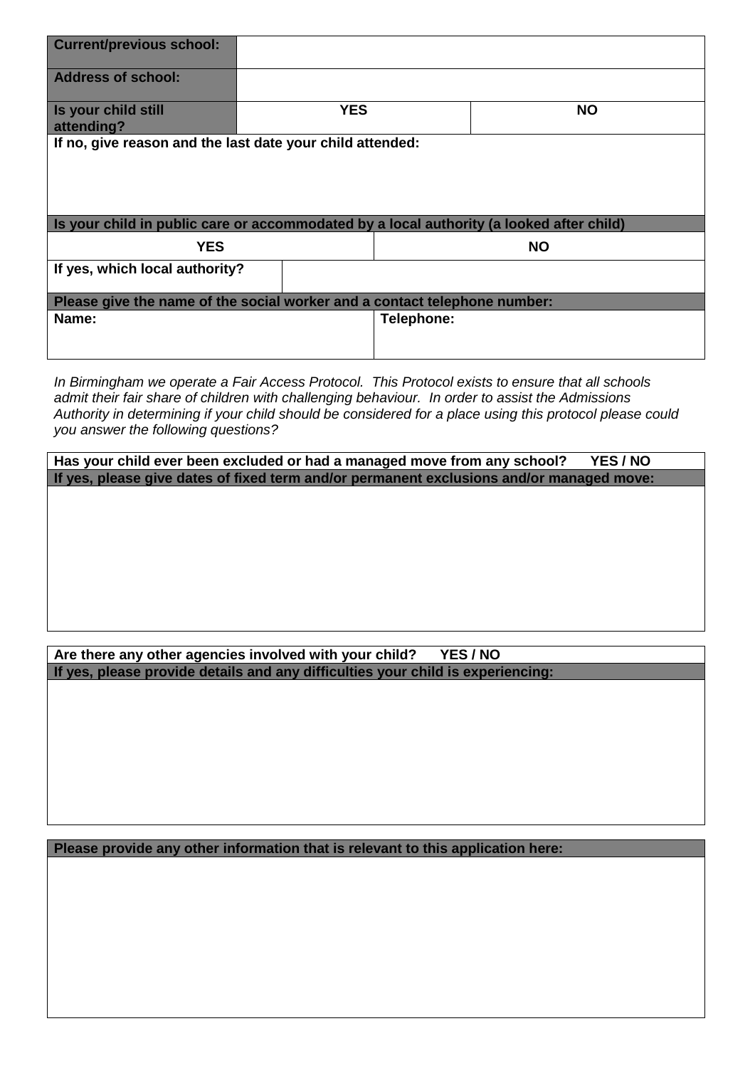| **Current/previous school:** | | |
|---|---|---|
| **Address of school:** | | |
| **Is your child still attending?** | **YES** | **NO** |

**If no, give reason and the last date your child attended:**

| **Is your child in public care or accommodated by a local authority (a looked after child)** | |
|---|---|
| **YES** | **NO** |
| **If yes, which local authority?** | |

| **Please give the name of the social worker and a contact telephone number:** | |
|---|---|
| **Name:** | **Telephone:** |

*In Birmingham we operate a Fair Access Protocol. This Protocol exists to ensure that all schools admit their fair share of children with challenging behaviour. In order to assist the Admissions Authority in determining if your child should be considered for a place using this protocol please could you answer the following questions?*

**Has your child ever been excluded or had a managed move from any school? YES / NO**

**If yes, please give dates of fixed term and/or permanent exclusions and/or managed move:**

**Are there any other agencies involved with your child? YES / NO**

**If yes, please provide details and any difficulties your child is experiencing:**

**Please provide any other information that is relevant to this application here:**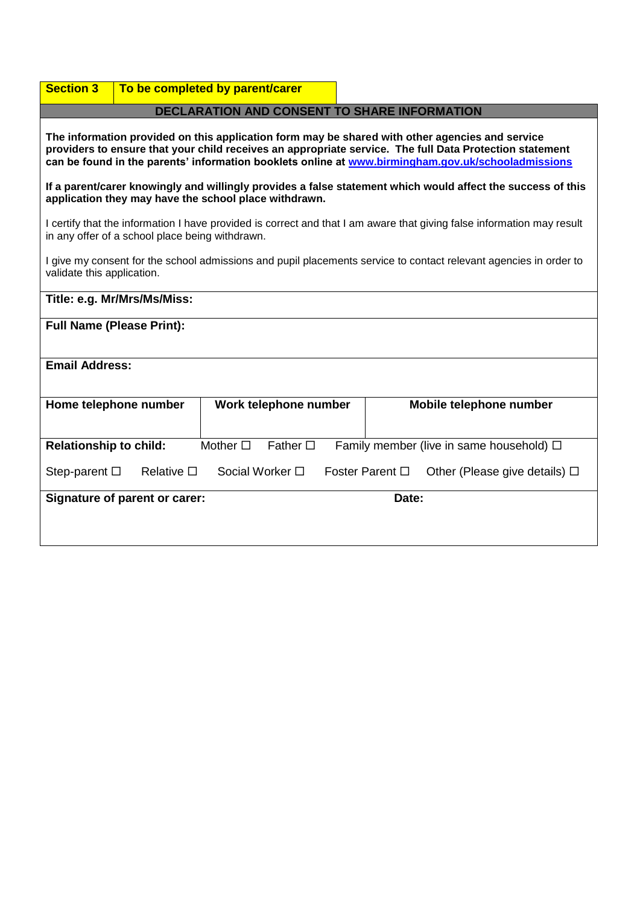| **Section 3** | **To be completed by parent/carer** |
|---|---|

## DECLARATION AND CONSENT TO SHARE INFORMATION

**The information provided on this application form may be shared with other agencies and service providers to ensure that your child receives an appropriate service. The full Data Protection statement can be found in the parents' information booklets online at [www.birmingham.gov.uk/schooladmissions](http://www.birmingham.gov.uk/schooladmissions)**

**If a parent/carer knowingly and willingly provides a false statement which would affect the success of this application they may have the school place withdrawn.**

I certify that the information I have provided is correct and that I am aware that giving false information may result in any offer of a school place being withdrawn.

I give my consent for the school admissions and pupil placements service to contact relevant agencies in order to validate this application.

**Title: e.g. Mr/Mrs/Ms/Miss:**

**Full Name (Please Print):**

**Email Address:**

| **Home telephone number** | **Work telephone number** | **Mobile telephone number** |
|---|---|---|
| | | |

**Relationship to child:** Mother ☐ Father ☐ Family member (live in same household) ☐

Step-parent ☐ Relative ☐ Social Worker ☐ Foster Parent ☐ Other (Please give details) ☐

**Signature of parent or carer:** **Date:**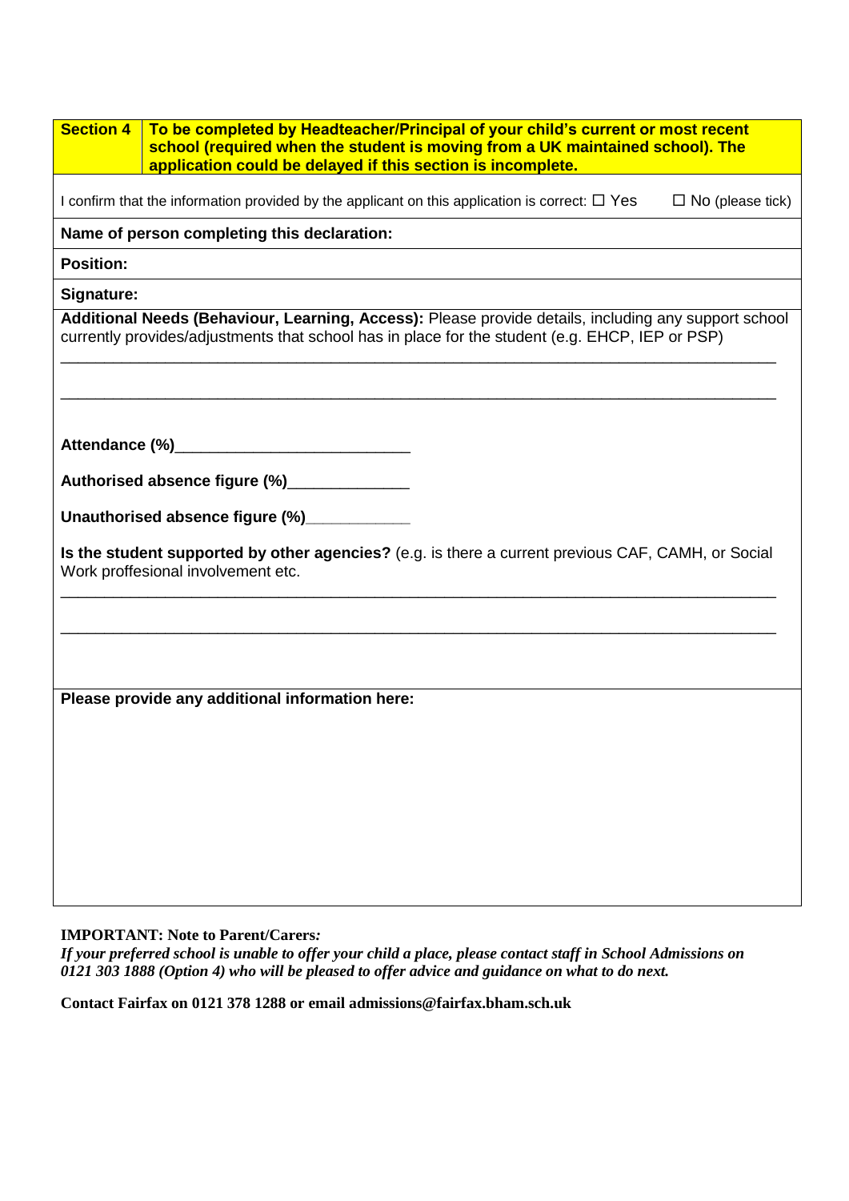| **Section 4** | **To be completed by Headteacher/Principal of your child's current or most recent school (required when the student is moving from a UK maintained school). The application could be delayed if this section is incomplete.** |
|---|---|

I confirm that the information provided by the applicant on this application is correct: ☐ Yes ☐ No (please tick)

**Name of person completing this declaration:**

**Position:**

**Signature:**

**Additional Needs (Behaviour, Learning, Access):** Please provide details, including any support school currently provides/adjustments that school has in place for the student (e.g. EHCP, IEP or PSP)

\_\_\_\_\_\_\_\_\_\_\_\_\_\_\_\_\_\_\_\_\_\_\_\_\_\_\_\_\_\_\_\_\_\_\_\_\_\_\_\_\_\_\_\_\_\_\_\_\_\_\_\_\_\_\_\_\_\_\_\_\_\_\_\_\_\_\_\_\_\_\_\_

\_\_\_\_\_\_\_\_\_\_\_\_\_\_\_\_\_\_\_\_\_\_\_\_\_\_\_\_\_\_\_\_\_\_\_\_\_\_\_\_\_\_\_\_\_\_\_\_\_\_\_\_\_\_\_\_\_\_\_\_\_\_\_\_\_\_\_\_\_\_\_\_

**Attendance (%)**\_\_\_\_\_\_\_\_\_\_\_\_\_\_\_\_\_\_\_\_\_\_\_\_\_\_

**Authorised absence figure (%)**\_\_\_\_\_\_\_\_\_\_\_\_\_\_

**Unauthorised absence figure (%)\_\_\_\_\_\_\_\_\_\_\_\_**

**Is the student supported by other agencies?** (e.g. is there a current previous CAF, CAMH, or Social Work proffesional involvement etc.

\_\_\_\_\_\_\_\_\_\_\_\_\_\_\_\_\_\_\_\_\_\_\_\_\_\_\_\_\_\_\_\_\_\_\_\_\_\_\_\_\_\_\_\_\_\_\_\_\_\_\_\_\_\_\_\_\_\_\_\_\_\_\_\_\_\_\_\_\_\_\_\_

\_\_\_\_\_\_\_\_\_\_\_\_\_\_\_\_\_\_\_\_\_\_\_\_\_\_\_\_\_\_\_\_\_\_\_\_\_\_\_\_\_\_\_\_\_\_\_\_\_\_\_\_\_\_\_\_\_\_\_\_\_\_\_\_\_\_\_\_\_\_\_\_

**Please provide any additional information here:**

**IMPORTANT: Note to Parent/Carers***:*
***If your preferred school is unable to offer your child a place, please contact staff in School Admissions on 0121 303 1888 (Option 4) who will be pleased to offer advice and guidance on what to do next.***

**Contact Fairfax on 0121 378 1288 or email admissions@fairfax.bham.sch.uk**